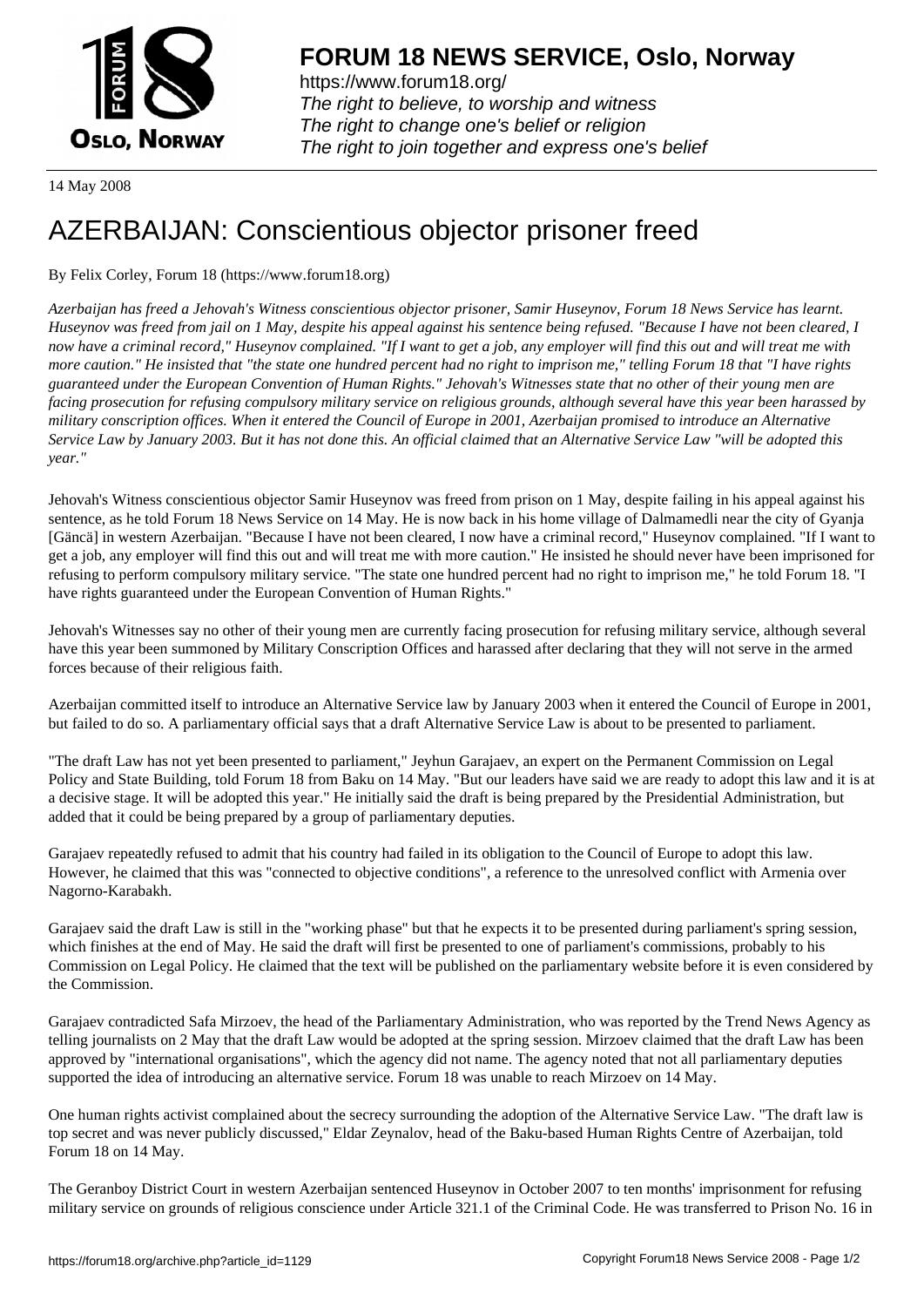# FORUM 18 NEWS SERVICE, Oslo, Norway

https://www.forum18.org/
*The right to believe, to worship and witness*
*The right to change one's belief or religion*
*The right to join together and express one's belief*

14 May 2008

# AZERBAIJAN: Conscientious objector prisoner freed

By Felix Corley, Forum 18 (https://www.forum18.org)

*Azerbaijan has freed a Jehovah's Witness conscientious objector prisoner, Samir Huseynov, Forum 18 News Service has learnt. Huseynov was freed from jail on 1 May, despite his appeal against his sentence being refused. "Because I have not been cleared, I now have a criminal record," Huseynov complained. "If I want to get a job, any employer will find this out and will treat me with more caution." He insisted that "the state one hundred percent had no right to imprison me," telling Forum 18 that "I have rights guaranteed under the European Convention of Human Rights." Jehovah's Witnesses state that no other of their young men are facing prosecution for refusing compulsory military service on religious grounds, although several have this year been harassed by military conscription offices. When it entered the Council of Europe in 2001, Azerbaijan promised to introduce an Alternative Service Law by January 2003. But it has not done this. An official claimed that an Alternative Service Law "will be adopted this year."*

Jehovah's Witness conscientious objector Samir Huseynov was freed from prison on 1 May, despite failing in his appeal against his sentence, as he told Forum 18 News Service on 14 May. He is now back in his home village of Dalmamedli near the city of Gyanja [Gäncä] in western Azerbaijan. "Because I have not been cleared, I now have a criminal record," Huseynov complained. "If I want to get a job, any employer will find this out and will treat me with more caution." He insisted he should never have been imprisoned for refusing to perform compulsory military service. "The state one hundred percent had no right to imprison me," he told Forum 18. "I have rights guaranteed under the European Convention of Human Rights."

Jehovah's Witnesses say no other of their young men are currently facing prosecution for refusing military service, although several have this year been summoned by Military Conscription Offices and harassed after declaring that they will not serve in the armed forces because of their religious faith.

Azerbaijan committed itself to introduce an Alternative Service law by January 2003 when it entered the Council of Europe in 2001, but failed to do so. A parliamentary official says that a draft Alternative Service Law is about to be presented to parliament.

"The draft Law has not yet been presented to parliament," Jeyhun Garajaev, an expert on the Permanent Commission on Legal Policy and State Building, told Forum 18 from Baku on 14 May. "But our leaders have said we are ready to adopt this law and it is at a decisive stage. It will be adopted this year." He initially said the draft is being prepared by the Presidential Administration, but added that it could be being prepared by a group of parliamentary deputies.

Garajaev repeatedly refused to admit that his country had failed in its obligation to the Council of Europe to adopt this law. However, he claimed that this was "connected to objective conditions", a reference to the unresolved conflict with Armenia over Nagorno-Karabakh.

Garajaev said the draft Law is still in the "working phase" but that he expects it to be presented during parliament's spring session, which finishes at the end of May. He said the draft will first be presented to one of parliament's commissions, probably to his Commission on Legal Policy. He claimed that the text will be published on the parliamentary website before it is even considered by the Commission.

Garajaev contradicted Safa Mirzoev, the head of the Parliamentary Administration, who was reported by the Trend News Agency as telling journalists on 2 May that the draft Law would be adopted at the spring session. Mirzoev claimed that the draft Law has been approved by "international organisations", which the agency did not name. The agency noted that not all parliamentary deputies supported the idea of introducing an alternative service. Forum 18 was unable to reach Mirzoev on 14 May.

One human rights activist complained about the secrecy surrounding the adoption of the Alternative Service Law. "The draft law is top secret and was never publicly discussed," Eldar Zeynalov, head of the Baku-based Human Rights Centre of Azerbaijan, told Forum 18 on 14 May.

The Geranboy District Court in western Azerbaijan sentenced Huseynov in October 2007 to ten months' imprisonment for refusing military service on grounds of religious conscience under Article 321.1 of the Criminal Code. He was transferred to Prison No. 16 in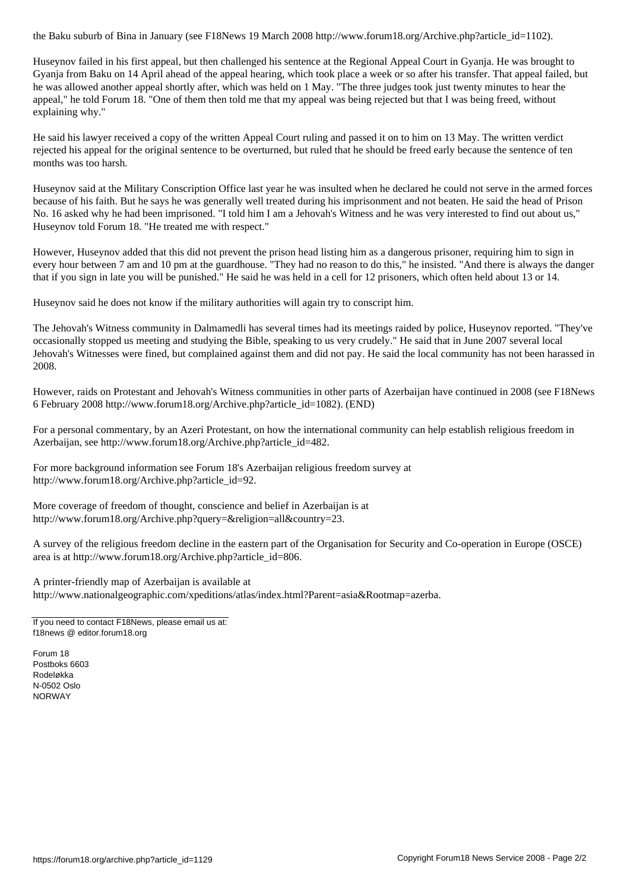the Baku suburb of Bina in January (see F18News 19 March 2008 http://www.forum18.org/Archive.php?article_id=1102).

Huseynov failed in his first appeal, but then challenged his sentence at the Regional Appeal Court in Gyanja. He was brought to Gyanja from Baku on 14 April ahead of the appeal hearing, which took place a week or so after his transfer. That appeal failed, but he was allowed another appeal shortly after, which was held on 1 May. "The three judges took just twenty minutes to hear the appeal," he told Forum 18. "One of them then told me that my appeal was being rejected but that I was being freed, without explaining why."

He said his lawyer received a copy of the written Appeal Court ruling and passed it on to him on 13 May. The written verdict rejected his appeal for the original sentence to be overturned, but ruled that he should be freed early because the sentence of ten months was too harsh.

Huseynov said at the Military Conscription Office last year he was insulted when he declared he could not serve in the armed forces because of his faith. But he says he was generally well treated during his imprisonment and not beaten. He said the head of Prison No. 16 asked why he had been imprisoned. "I told him I am a Jehovah's Witness and he was very interested to find out about us," Huseynov told Forum 18. "He treated me with respect."

However, Huseynov added that this did not prevent the prison head listing him as a dangerous prisoner, requiring him to sign in every hour between 7 am and 10 pm at the guardhouse. "They had no reason to do this," he insisted. "And there is always the danger that if you sign in late you will be punished." He said he was held in a cell for 12 prisoners, which often held about 13 or 14.

Huseynov said he does not know if the military authorities will again try to conscript him.

The Jehovah's Witness community in Dalmamedli has several times had its meetings raided by police, Huseynov reported. "They've occasionally stopped us meeting and studying the Bible, speaking to us very crudely." He said that in June 2007 several local Jehovah's Witnesses were fined, but complained against them and did not pay. He said the local community has not been harassed in 2008.

However, raids on Protestant and Jehovah's Witness communities in other parts of Azerbaijan have continued in 2008 (see F18News 6 February 2008 http://www.forum18.org/Archive.php?article_id=1082). (END)

For a personal commentary, by an Azeri Protestant, on how the international community can help establish religious freedom in Azerbaijan, see http://www.forum18.org/Archive.php?article_id=482.

For more background information see Forum 18's Azerbaijan religious freedom survey at http://www.forum18.org/Archive.php?article_id=92.

More coverage of freedom of thought, conscience and belief in Azerbaijan is at http://www.forum18.org/Archive.php?query=&religion=all&country=23.

A survey of the religious freedom decline in the eastern part of the Organisation for Security and Co-operation in Europe (OSCE) area is at http://www.forum18.org/Archive.php?article_id=806.

A printer-friendly map of Azerbaijan is available at http://www.nationalgeographic.com/xpeditions/atlas/index.html?Parent=asia&Rootmap=azerba.

If you need to contact F18News, please email us at:
f18news @ editor.forum18.org

Forum 18
Postboks 6603
Rodeløkka
N-0502 Oslo
NORWAY